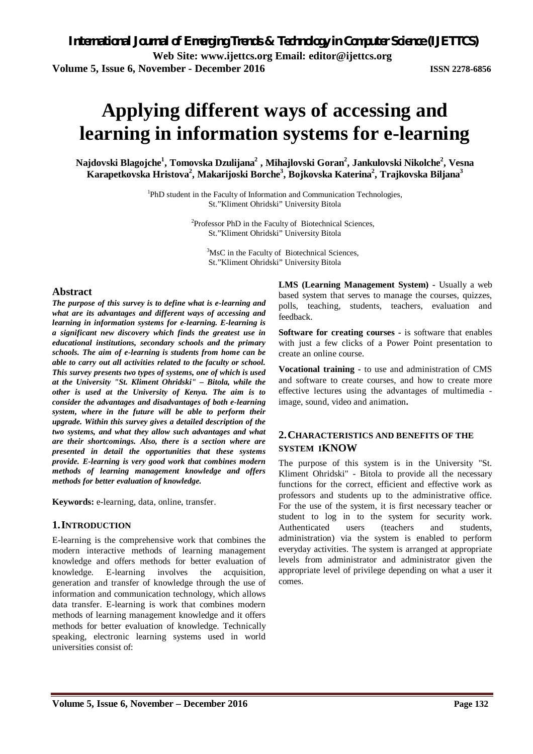# Applying different ways of accessing and learning in information systems for e-learning

**Najdovski Blagojche[1], Tomovska Dzulijana[2], Mihajlovski Goran[2], Jankulovski Nikolche[2], Vesna Karapetkovska Hristova[2], Makarijoski Borche[3], Bojkovska Katerina[2], Trajkovska Biljana[3]**

[1]PhD student in the Faculty of Information and Communication Technologies, St."Kliment Ohridski" University Bitola

[2]Professor PhD in the Faculty of Biotechnical Sciences, St."Kliment Ohridski" University Bitola

[3]MsC in the Faculty of Biotechnical Sciences, St."Kliment Ohridski" University Bitola

## Abstract

***The purpose of this survey is to define what is e-learning and what are its advantages and different ways of accessing and learning in information systems for e-learning. E-learning is a significant new discovery which finds the greatest use in educational institutions, secondary schools and the primary schools. The aim of e-learning is students from home can be able to carry out all activities related to the faculty or school. This survey presents two types of systems, one of which is used at the University "St. Kliment Ohridski" – Bitola, while the other is used at the University of Kenya. The aim is to consider the advantages and disadvantages of both e-learning system, where in the future will be able to perform their upgrade. Within this survey gives a detailed description of the two systems, and what they allow such advantages and what are their shortcomings. Also, there is a section where are presented in detail the opportunities that these systems provide. E-learning is very good work that combines modern methods of learning management knowledge and offers methods for better evaluation of knowledge.***

**Keywords:** e-learning, data, online, transfer.

## 1. INTRODUCTION

E-learning is the comprehensive work that combines the modern interactive methods of learning management knowledge and offers methods for better evaluation of knowledge. E-learning involves the acquisition, generation and transfer of knowledge through the use of information and communication technology, which allows data transfer. E-learning is work that combines modern methods of learning management knowledge and it offers methods for better evaluation of knowledge. Technically speaking, electronic learning systems used in world universities consist of:

**LMS (Learning Management System) -** Usually a web based system that serves to manage the courses, quizzes, polls, teaching, students, teachers, evaluation and feedback.

**Software for creating courses -** is software that enables with just a few clicks of a Power Point presentation to create an online course.

**Vocational training -** to use and administration of CMS and software to create courses, and how to create more effective lectures using the advantages of multimedia - image, sound, video and animation**.**

## 2. CHARACTERISTICS AND BENEFITS OF THE SYSTEM IKNOW

The purpose of this system is in the University "St. Kliment Ohridski" - Bitola to provide all the necessary functions for the correct, efficient and effective work as professors and students up to the administrative office. For the use of the system, it is first necessary teacher or student to log in to the system for security work. Authenticated users (teachers and students, administration) via the system is enabled to perform everyday activities. The system is arranged at appropriate levels from administrator and administrator given the appropriate level of privilege depending on what a user it comes.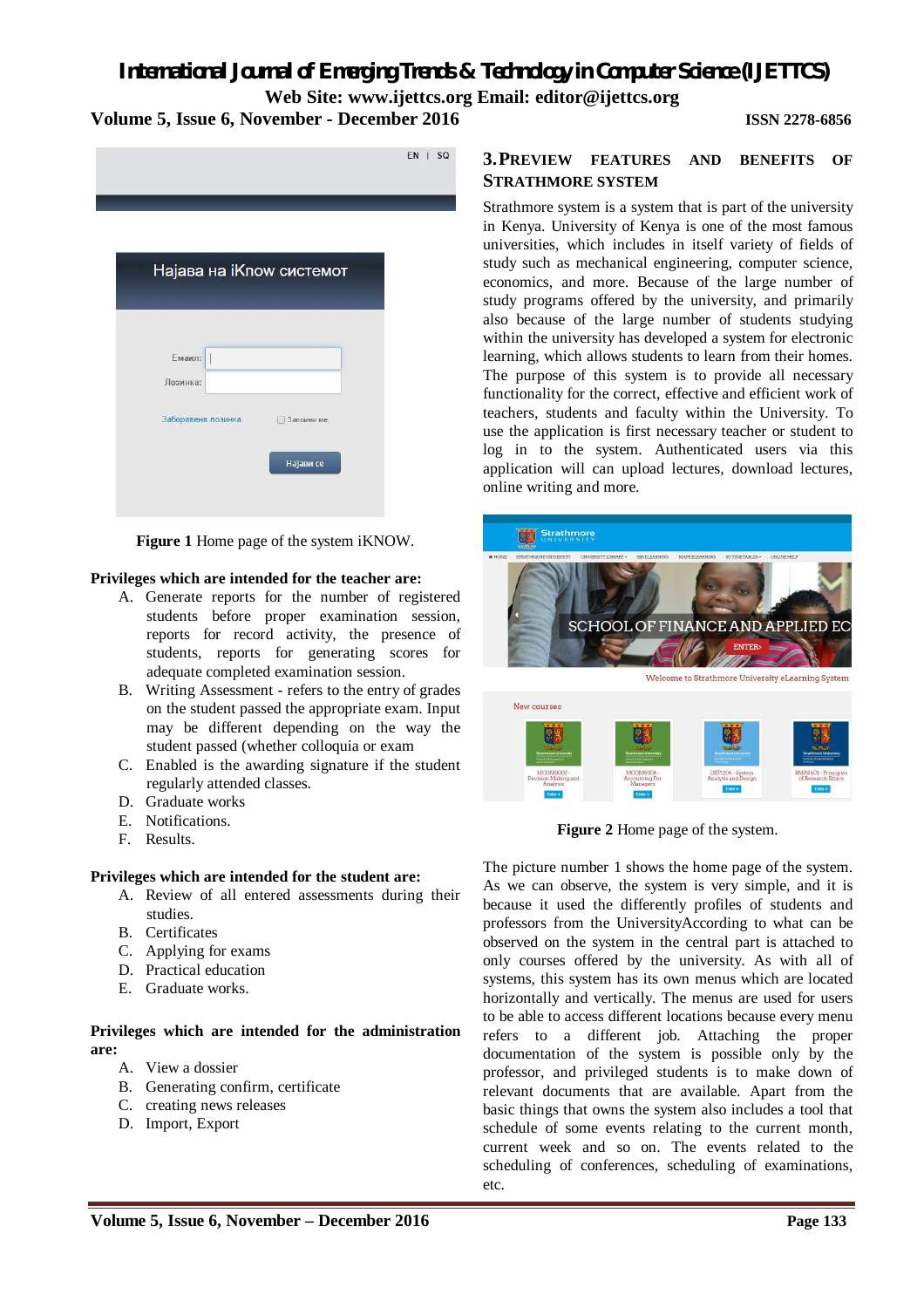Figure 1 Home page of the system iKNOW.

**Privileges which are intended for the teacher are:**

A. Generate reports for the number of registered students before proper examination session, reports for record activity, the presence of students, reports for generating scores for adequate completed examination session.
B. Writing Assessment - refers to the entry of grades on the student passed the appropriate exam. Input may be different depending on the way the student passed (whether colloquia or exam
C. Enabled is the awarding signature if the student regularly attended classes.
D. Graduate works
E. Notifications.
F. Results.

**Privileges which are intended for the student are:**

A. Review of all entered assessments during their studies.
B. Certificates
C. Applying for exams
D. Practical education
E. Graduate works.

**Privileges which are intended for the administration are:**

A. View a dossier
B. Generating confirm, certificate
C. creating news releases
D. Import, Export

## 3. PREVIEW FEATURES AND BENEFITS OF STRATHMORE SYSTEM

Strathmore system is a system that is part of the university in Kenya. University of Kenya is one of the most famous universities, which includes in itself variety of fields of study such as mechanical engineering, computer science, economics, and more. Because of the large number of study programs offered by the university, and primarily also because of the large number of students studying within the university has developed a system for electronic learning, which allows students to learn from their homes. The purpose of this system is to provide all necessary functionality for the correct, effective and efficient work of teachers, students and faculty within the University. To use the application is first necessary teacher or student to log in to the system. Authenticated users via this application will can upload lectures, download lectures, online writing and more.

Figure 2 Home page of the system.

The picture number 1 shows the home page of the system. As we can observe, the system is very simple, and it is because it used the differently profiles of students and professors from the UniversityAccording to what can be observed on the system in the central part is attached to only courses offered by the university. As with all of systems, this system has its own menus which are located horizontally and vertically. The menus are used for users to be able to access different locations because every menu refers to a different job. Attaching the proper documentation of the system is possible only by the professor, and privileged students is to make down of relevant documents that are available. Apart from the basic things that owns the system also includes a tool that schedule of some events relating to the current month, current week and so on. The events related to the scheduling of conferences, scheduling of examinations, etc.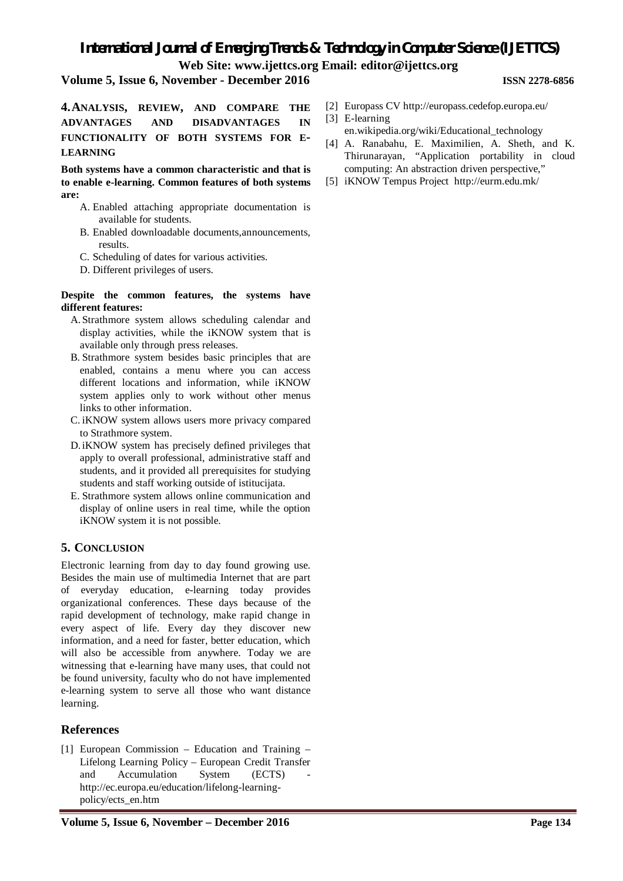## 4. ANALYSIS, REVIEW, AND COMPARE THE ADVANTAGES AND DISADVANTAGES IN FUNCTIONALITY OF BOTH SYSTEMS FOR E-LEARNING

**Both systems have a common characteristic and that is to enable e-learning. Common features of both systems are:**

A. Enabled attaching appropriate documentation is available for students.
B. Enabled downloadable documents,announcements, results.
C. Scheduling of dates for various activities.
D. Different privileges of users.

**Despite the common features, the systems have different features:**

A. Strathmore system allows scheduling calendar and display activities, while the iKNOW system that is available only through press releases.
B. Strathmore system besides basic principles that are enabled, contains a menu where you can access different locations and information, while iKNOW system applies only to work without other menus links to other information.
C. iKNOW system allows users more privacy compared to Strathmore system.
D. iKNOW system has precisely defined privileges that apply to overall professional, administrative staff and students, and it provided all prerequisites for studying students and staff working outside of istitucijata.
E. Strathmore system allows online communication and display of online users in real time, while the option iKNOW system it is not possible.

## 5. CONCLUSION

Electronic learning from day to day found growing use. Besides the main use of multimedia Internet that are part of everyday education, e-learning today provides organizational conferences. These days because of the rapid development of technology, make rapid change in every aspect of life. Every day they discover new information, and a need for faster, better education, which will also be accessible from anywhere. Today we are witnessing that e-learning have many uses, that could not be found university, faculty who do not have implemented e-learning system to serve all those who want distance learning.

## References

[1] European Commission – Education and Training – Lifelong Learning Policy – European Credit Transfer and Accumulation System (ECTS) - http://ec.europa.eu/education/lifelong-learning-policy/ects_en.htm

[2] Europass CV http://europass.cedefop.europa.eu/

[3] E-learning en.wikipedia.org/wiki/Educational_technology

[4] A. Ranabahu, E. Maximilien, A. Sheth, and K. Thirunarayan, "Application portability in cloud computing: An abstraction driven perspective,"

[5] iKNOW Tempus Project http://eurm.edu.mk/